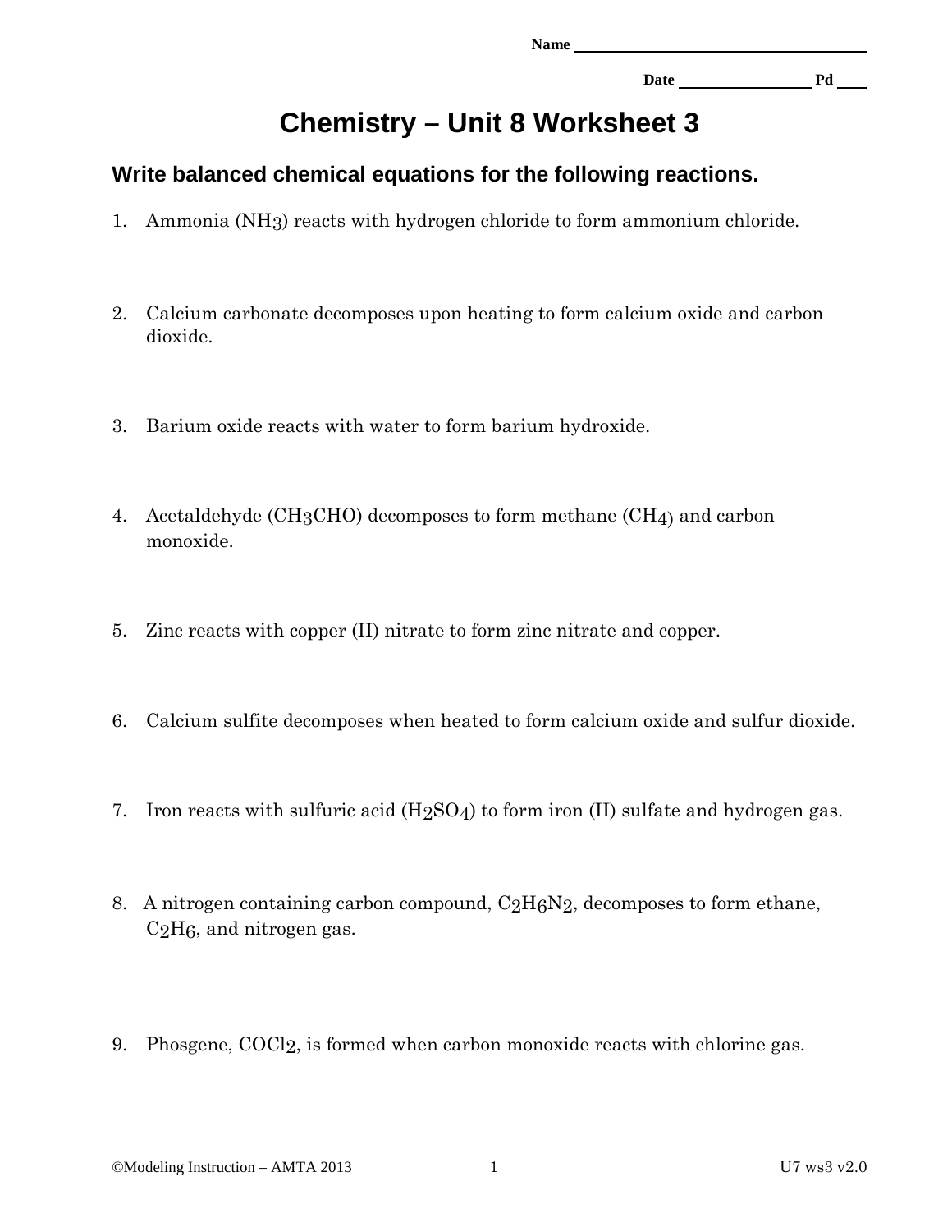Name ____________________

Date ______________ Pd ____

# Chemistry – Unit 8 Worksheet 3

## Write balanced chemical equations for the following reactions.

1. Ammonia ($NH_3$) reacts with hydrogen chloride to form ammonium chloride.

2. Calcium carbonate decomposes upon heating to form calcium oxide and carbon dioxide.

3. Barium oxide reacts with water to form barium hydroxide.

4. Acetaldehyde ($CH_3CHO$) decomposes to form methane ($CH_4$) and carbon monoxide.

5. Zinc reacts with copper (II) nitrate to form zinc nitrate and copper.

6. Calcium sulfite decomposes when heated to form calcium oxide and sulfur dioxide.

7. Iron reacts with sulfuric acid ($H_2SO_4$) to form iron (II) sulfate and hydrogen gas.

8. A nitrogen containing carbon compound, $C_2H_6N_2$, decomposes to form ethane, $C_2H_6$, and nitrogen gas.

9. Phosgene, $COCl_2$, is formed when carbon monoxide reacts with chlorine gas.

©Modeling Instruction – AMTA 2013 U7 ws3 v2.0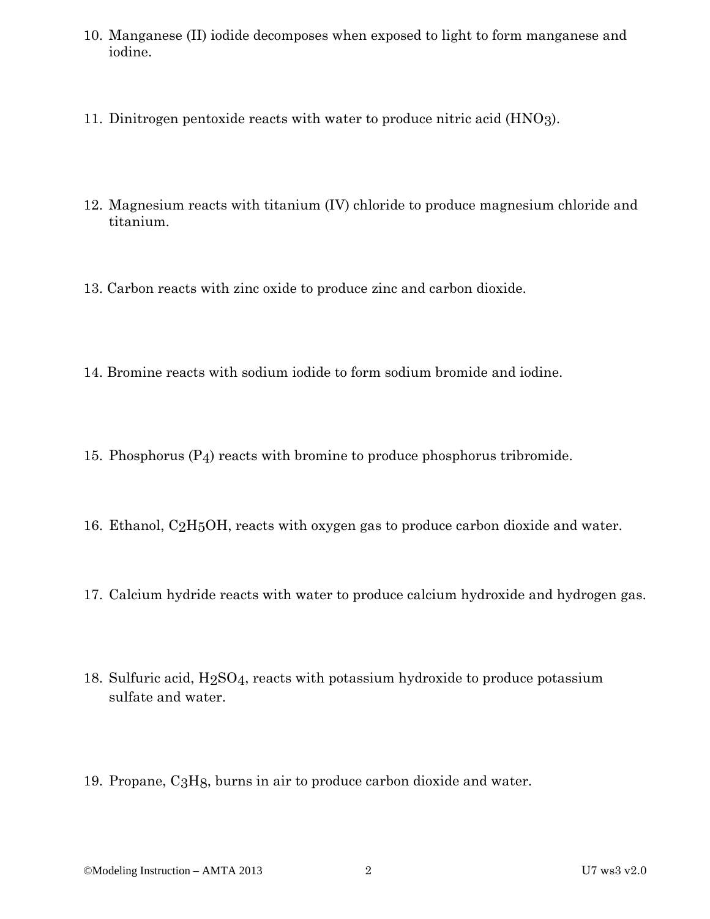10. Manganese (II) iodide decomposes when exposed to light to form manganese and iodine.

11. Dinitrogen pentoxide reacts with water to produce nitric acid ($HNO_3$).

12. Magnesium reacts with titanium (IV) chloride to produce magnesium chloride and titanium.

13. Carbon reacts with zinc oxide to produce zinc and carbon dioxide.

14. Bromine reacts with sodium iodide to form sodium bromide and iodine.

15. Phosphorus ($P_4$) reacts with bromine to produce phosphorus tribromide.

16. Ethanol, $C_2H_5OH$, reacts with oxygen gas to produce carbon dioxide and water.

17. Calcium hydride reacts with water to produce calcium hydroxide and hydrogen gas.

18. Sulfuric acid, $H_2SO_4$, reacts with potassium hydroxide to produce potassium sulfate and water.

19. Propane, $C_3H_8$, burns in air to produce carbon dioxide and water.

©Modeling Instruction – AMTA 2013 U7 ws3 v2.0